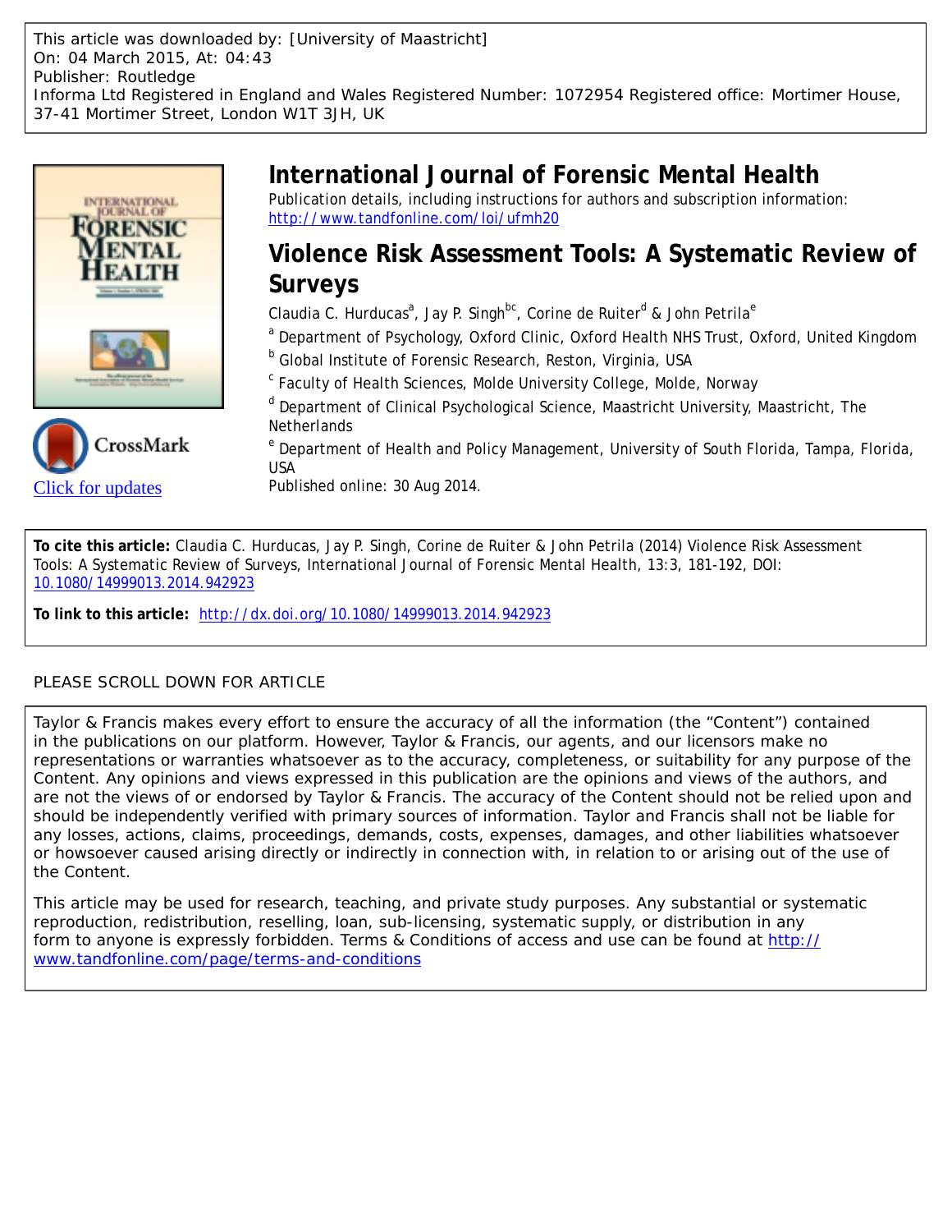This article was downloaded by: [University of Maastricht]
On: 04 March 2015, At: 04:43
Publisher: Routledge
Informa Ltd Registered in England and Wales Registered Number: 1072954 Registered office: Mortimer House, 37-41 Mortimer Street, London W1T 3JH, UK

# International Journal of Forensic Mental Health

Publication details, including instructions for authors and subscription information:
http://www.tandfonline.com/loi/ufmh20

## Violence Risk Assessment Tools: A Systematic Review of Surveys

Claudia C. Hurducas[a], Jay P. Singh[bc], Corine de Ruiter[d] & John Petrila[e]

[a] Department of Psychology, Oxford Clinic, Oxford Health NHS Trust, Oxford, United Kingdom

[b] Global Institute of Forensic Research, Reston, Virginia, USA

[c] Faculty of Health Sciences, Molde University College, Molde, Norway

[d] Department of Clinical Psychological Science, Maastricht University, Maastricht, The Netherlands

[e] Department of Health and Policy Management, University of South Florida, Tampa, Florida, USA

Published online: 30 Aug 2014.

Click for updates

**To cite this article:** Claudia C. Hurducas, Jay P. Singh, Corine de Ruiter & John Petrila (2014) Violence Risk Assessment Tools: A Systematic Review of Surveys, International Journal of Forensic Mental Health, 13:3, 181-192, DOI: 10.1080/14999013.2014.942923

**To link to this article:** http://dx.doi.org/10.1080/14999013.2014.942923

PLEASE SCROLL DOWN FOR ARTICLE

Taylor & Francis makes every effort to ensure the accuracy of all the information (the "Content") contained in the publications on our platform. However, Taylor & Francis, our agents, and our licensors make no representations or warranties whatsoever as to the accuracy, completeness, or suitability for any purpose of the Content. Any opinions and views expressed in this publication are the opinions and views of the authors, and are not the views of or endorsed by Taylor & Francis. The accuracy of the Content should not be relied upon and should be independently verified with primary sources of information. Taylor and Francis shall not be liable for any losses, actions, claims, proceedings, demands, costs, expenses, damages, and other liabilities whatsoever or howsoever caused arising directly or indirectly in connection with, in relation to or arising out of the use of the Content.

This article may be used for research, teaching, and private study purposes. Any substantial or systematic reproduction, redistribution, reselling, loan, sub-licensing, systematic supply, or distribution in any form to anyone is expressly forbidden. Terms & Conditions of access and use can be found at http://www.tandfonline.com/page/terms-and-conditions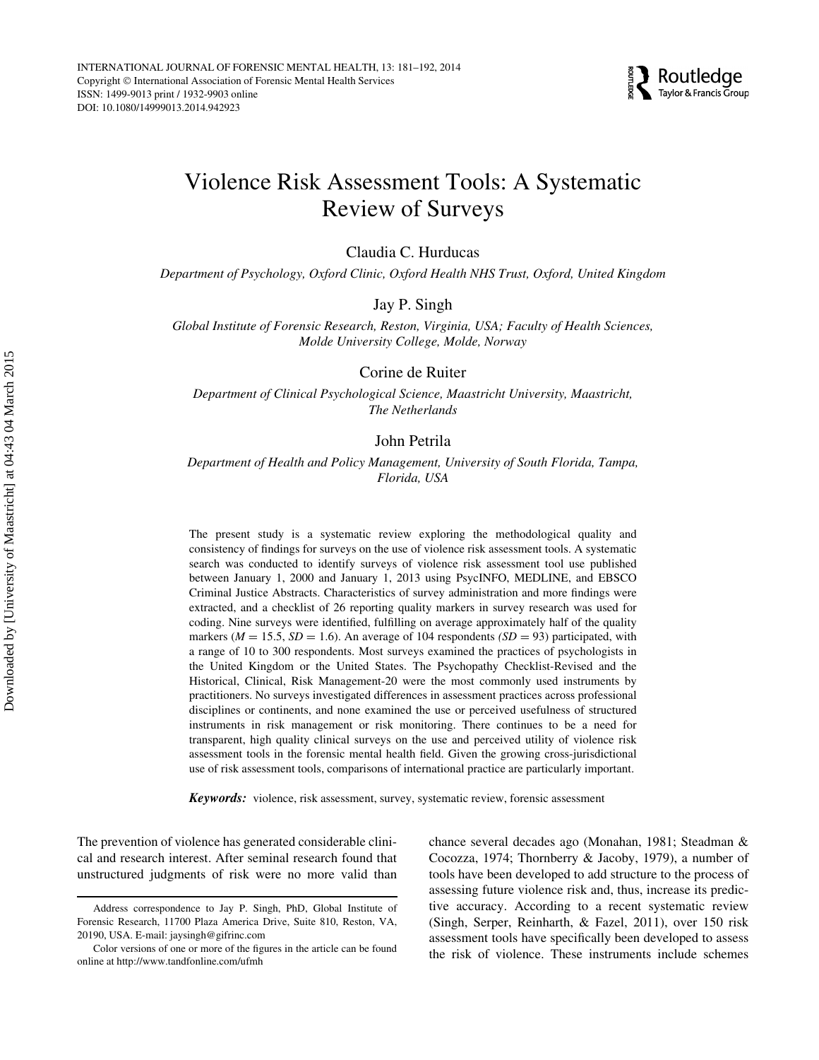# Violence Risk Assessment Tools: A Systematic Review of Surveys

Claudia C. Hurducas

*Department of Psychology, Oxford Clinic, Oxford Health NHS Trust, Oxford, United Kingdom*

Jay P. Singh

*Global Institute of Forensic Research, Reston, Virginia, USA; Faculty of Health Sciences, Molde University College, Molde, Norway*

Corine de Ruiter

*Department of Clinical Psychological Science, Maastricht University, Maastricht, The Netherlands*

John Petrila

*Department of Health and Policy Management, University of South Florida, Tampa, Florida, USA*

The present study is a systematic review exploring the methodological quality and consistency of findings for surveys on the use of violence risk assessment tools. A systematic search was conducted to identify surveys of violence risk assessment tool use published between January 1, 2000 and January 1, 2013 using PsycINFO, MEDLINE, and EBSCO Criminal Justice Abstracts. Characteristics of survey administration and more findings were extracted, and a checklist of 26 reporting quality markers in survey research was used for coding. Nine surveys were identified, fulfilling on average approximately half of the quality markers ($M = 15.5$, $SD = 1.6$). An average of 104 respondents ($SD = 93$) participated, with a range of 10 to 300 respondents. Most surveys examined the practices of psychologists in the United Kingdom or the United States. The Psychopathy Checklist-Revised and the Historical, Clinical, Risk Management-20 were the most commonly used instruments by practitioners. No surveys investigated differences in assessment practices across professional disciplines or continents, and none examined the use or perceived usefulness of structured instruments in risk management or risk monitoring. There continues to be a need for transparent, high quality clinical surveys on the use and perceived utility of violence risk assessment tools in the forensic mental health field. Given the growing cross-jurisdictional use of risk assessment tools, comparisons of international practice are particularly important.

***Keywords:*** violence, risk assessment, survey, systematic review, forensic assessment

The prevention of violence has generated considerable clinical and research interest. After seminal research found that unstructured judgments of risk were no more valid than chance several decades ago (Monahan, 1981; Steadman & Cocozza, 1974; Thornberry & Jacoby, 1979), a number of tools have been developed to add structure to the process of assessing future violence risk and, thus, increase its predictive accuracy. According to a recent systematic review (Singh, Serper, Reinharth, & Fazel, 2011), over 150 risk assessment tools have specifically been developed to assess the risk of violence. These instruments include schemes

Address correspondence to Jay P. Singh, PhD, Global Institute of Forensic Research, 11700 Plaza America Drive, Suite 810, Reston, VA, 20190, USA. E-mail: jaysingh@gifrinc.com

Color versions of one or more of the figures in the article can be found online at http://www.tandfonline.com/ufmh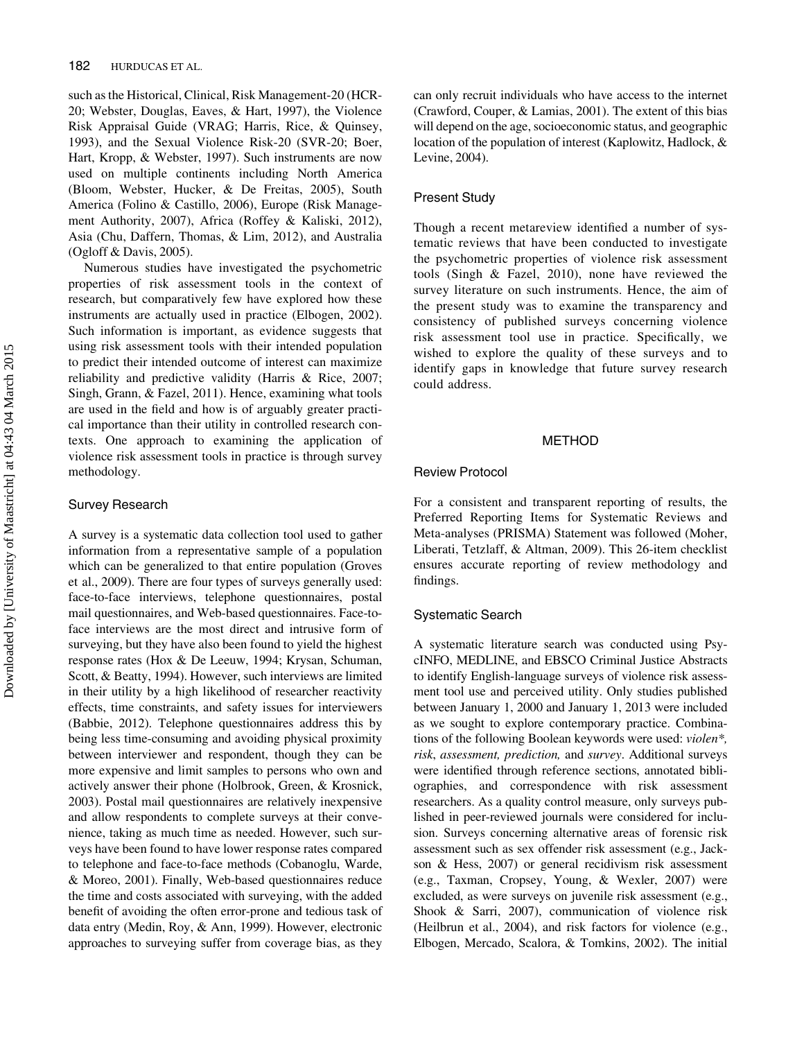such as the Historical, Clinical, Risk Management-20 (HCR-20; Webster, Douglas, Eaves, & Hart, 1997), the Violence Risk Appraisal Guide (VRAG; Harris, Rice, & Quinsey, 1993), and the Sexual Violence Risk-20 (SVR-20; Boer, Hart, Kropp, & Webster, 1997). Such instruments are now used on multiple continents including North America (Bloom, Webster, Hucker, & De Freitas, 2005), South America (Folino & Castillo, 2006), Europe (Risk Management Authority, 2007), Africa (Roffey & Kaliski, 2012), Asia (Chu, Daffern, Thomas, & Lim, 2012), and Australia (Ogloff & Davis, 2005).

Numerous studies have investigated the psychometric properties of risk assessment tools in the context of research, but comparatively few have explored how these instruments are actually used in practice (Elbogen, 2002). Such information is important, as evidence suggests that using risk assessment tools with their intended population to predict their intended outcome of interest can maximize reliability and predictive validity (Harris & Rice, 2007; Singh, Grann, & Fazel, 2011). Hence, examining what tools are used in the field and how is of arguably greater practical importance than their utility in controlled research contexts. One approach to examining the application of violence risk assessment tools in practice is through survey methodology.

### Survey Research

A survey is a systematic data collection tool used to gather information from a representative sample of a population which can be generalized to that entire population (Groves et al., 2009). There are four types of surveys generally used: face-to-face interviews, telephone questionnaires, postal mail questionnaires, and Web-based questionnaires. Face-to-face interviews are the most direct and intrusive form of surveying, but they have also been found to yield the highest response rates (Hox & De Leeuw, 1994; Krysan, Schuman, Scott, & Beatty, 1994). However, such interviews are limited in their utility by a high likelihood of researcher reactivity effects, time constraints, and safety issues for interviewers (Babbie, 2012). Telephone questionnaires address this by being less time-consuming and avoiding physical proximity between interviewer and respondent, though they can be more expensive and limit samples to persons who own and actively answer their phone (Holbrook, Green, & Krosnick, 2003). Postal mail questionnaires are relatively inexpensive and allow respondents to complete surveys at their convenience, taking as much time as needed. However, such surveys have been found to have lower response rates compared to telephone and face-to-face methods (Cobanoglu, Warde, & Moreo, 2001). Finally, Web-based questionnaires reduce the time and costs associated with surveying, with the added benefit of avoiding the often error-prone and tedious task of data entry (Medin, Roy, & Ann, 1999). However, electronic approaches to surveying suffer from coverage bias, as they can only recruit individuals who have access to the internet (Crawford, Couper, & Lamias, 2001). The extent of this bias will depend on the age, socioeconomic status, and geographic location of the population of interest (Kaplowitz, Hadlock, & Levine, 2004).

### Present Study

Though a recent metareview identified a number of systematic reviews that have been conducted to investigate the psychometric properties of violence risk assessment tools (Singh & Fazel, 2010), none have reviewed the survey literature on such instruments. Hence, the aim of the present study was to examine the transparency and consistency of published surveys concerning violence risk assessment tool use in practice. Specifically, we wished to explore the quality of these surveys and to identify gaps in knowledge that future survey research could address.

## METHOD

### Review Protocol

For a consistent and transparent reporting of results, the Preferred Reporting Items for Systematic Reviews and Meta-analyses (PRISMA) Statement was followed (Moher, Liberati, Tetzlaff, & Altman, 2009). This 26-item checklist ensures accurate reporting of review methodology and findings.

### Systematic Search

A systematic literature search was conducted using PsycINFO, MEDLINE, and EBSCO Criminal Justice Abstracts to identify English-language surveys of violence risk assessment tool use and perceived utility. Only studies published between January 1, 2000 and January 1, 2013 were included as we sought to explore contemporary practice. Combinations of the following Boolean keywords were used: *violen*\*, *risk*, *assessment, prediction,* and *survey*. Additional surveys were identified through reference sections, annotated bibliographies, and correspondence with risk assessment researchers. As a quality control measure, only surveys published in peer-reviewed journals were considered for inclusion. Surveys concerning alternative areas of forensic risk assessment such as sex offender risk assessment (e.g., Jackson & Hess, 2007) or general recidivism risk assessment (e.g., Taxman, Cropsey, Young, & Wexler, 2007) were excluded, as were surveys on juvenile risk assessment (e.g., Shook & Sarri, 2007), communication of violence risk (Heilbrun et al., 2004), and risk factors for violence (e.g., Elbogen, Mercado, Scalora, & Tomkins, 2002). The initial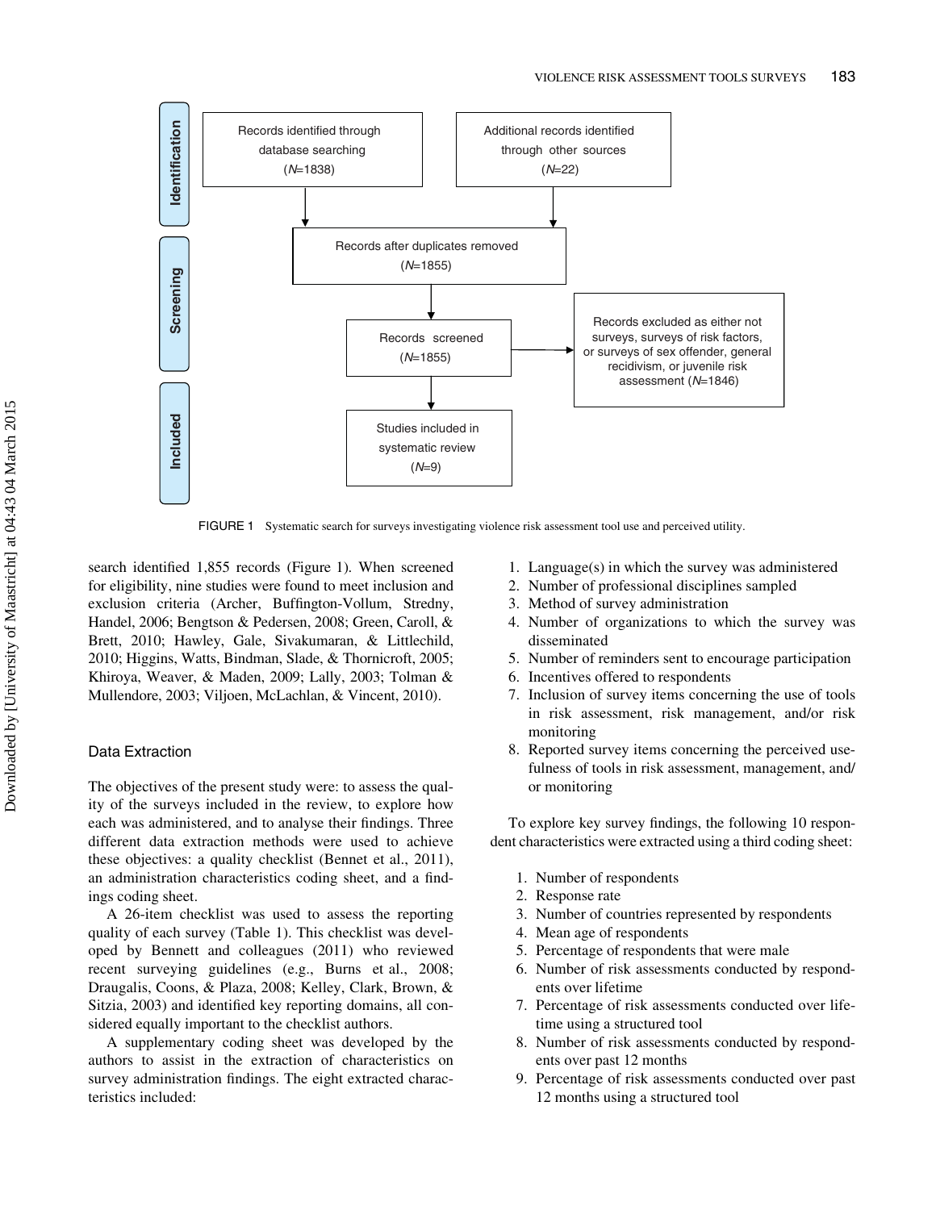Identification

Records identified through database searching ($N$=1838)

Additional records identified through other sources ($N$=22)

Screening

Records after duplicates removed ($N$=1855)

Records screened ($N$=1855)

Records excluded as either not surveys, surveys of risk factors, or surveys of sex offender, general recidivism, or juvenile risk assessment ($N$=1846)

Included

Studies included in systematic review ($N$=9)

FIGURE 1 Systematic search for surveys investigating violence risk assessment tool use and perceived utility.

search identified 1,855 records (Figure 1). When screened for eligibility, nine studies were found to meet inclusion and exclusion criteria (Archer, Buffington-Vollum, Stredny, Handel, 2006; Bengtson & Pedersen, 2008; Green, Caroll, & Brett, 2010; Hawley, Gale, Sivakumaran, & Littlechild, 2010; Higgins, Watts, Bindman, Slade, & Thornicroft, 2005; Khiroya, Weaver, & Maden, 2009; Lally, 2003; Tolman & Mullendore, 2003; Viljoen, McLachlan, & Vincent, 2010).

### Data Extraction

The objectives of the present study were: to assess the quality of the surveys included in the review, to explore how each was administered, and to analyse their findings. Three different data extraction methods were used to achieve these objectives: a quality checklist (Bennet et al., 2011), an administration characteristics coding sheet, and a findings coding sheet.

A 26-item checklist was used to assess the reporting quality of each survey (Table 1). This checklist was developed by Bennett and colleagues (2011) who reviewed recent surveying guidelines (e.g., Burns et al., 2008; Draugalis, Coons, & Plaza, 2008; Kelley, Clark, Brown, & Sitzia, 2003) and identified key reporting domains, all considered equally important to the checklist authors.

A supplementary coding sheet was developed by the authors to assist in the extraction of characteristics on survey administration findings. The eight extracted characteristics included:

1. Language(s) in which the survey was administered
2. Number of professional disciplines sampled
3. Method of survey administration
4. Number of organizations to which the survey was disseminated
5. Number of reminders sent to encourage participation
6. Incentives offered to respondents
7. Inclusion of survey items concerning the use of tools in risk assessment, risk management, and/or risk monitoring
8. Reported survey items concerning the perceived usefulness of tools in risk assessment, management, and/or monitoring

To explore key survey findings, the following 10 respondent characteristics were extracted using a third coding sheet:

1. Number of respondents
2. Response rate
3. Number of countries represented by respondents
4. Mean age of respondents
5. Percentage of respondents that were male
6. Number of risk assessments conducted by respondents over lifetime
7. Percentage of risk assessments conducted over lifetime using a structured tool
8. Number of risk assessments conducted by respondents over past 12 months
9. Percentage of risk assessments conducted over past 12 months using a structured tool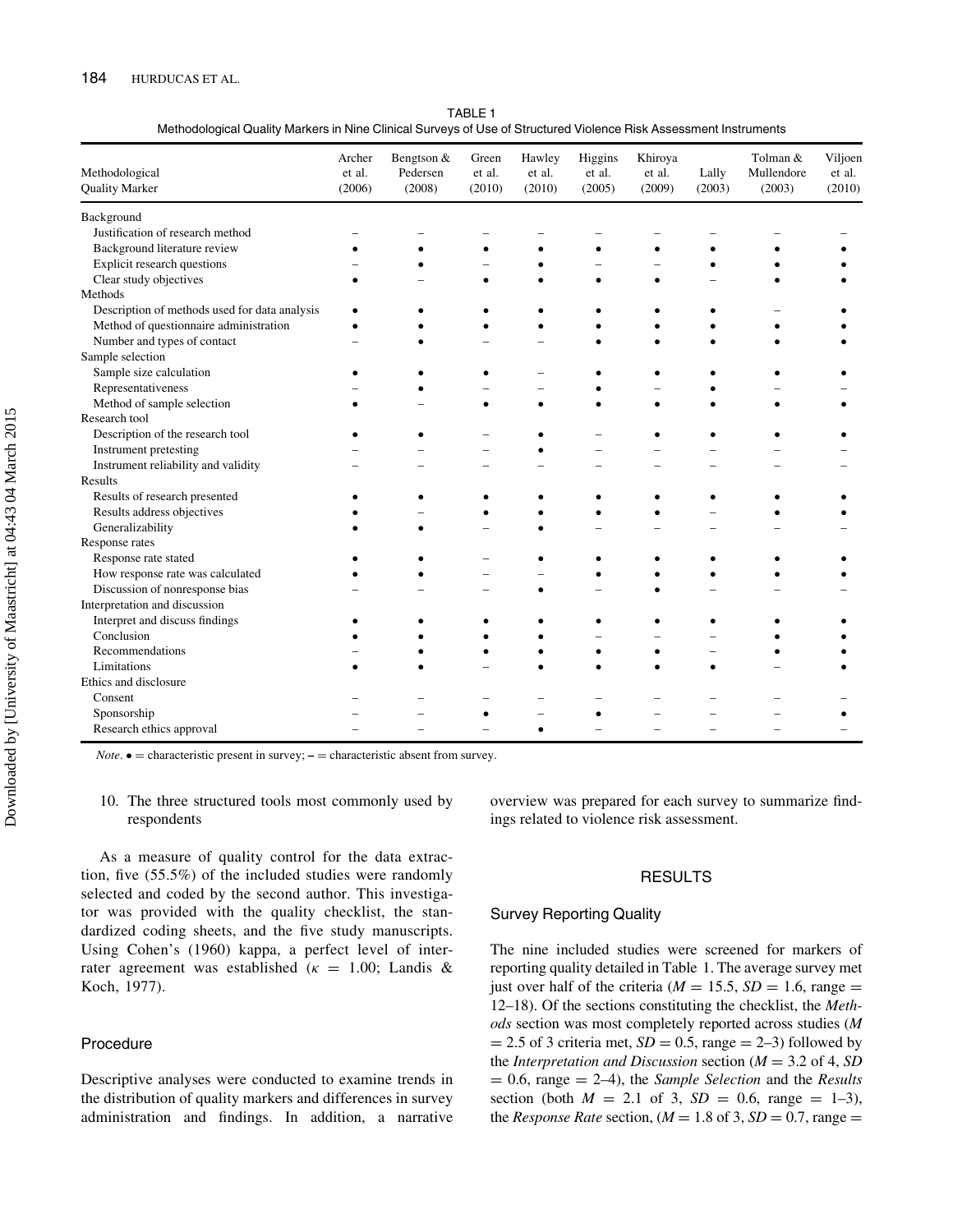TABLE 1
Methodological Quality Markers in Nine Clinical Surveys of Use of Structured Violence Risk Assessment Instruments

| Methodological Quality Marker | Archer et al. (2006) | Bengtson & Pedersen (2008) | Green et al. (2010) | Hawley et al. (2010) | Higgins et al. (2005) | Khiroya et al. (2009) | Lally (2003) | Tolman & Mullendore (2003) | Viljoen et al. (2010) |
|---|---|---|---|---|---|---|---|---|---|
| Background | | | | | | | | | |
| Justification of research method | – | – | – | – | – | – | – | – | – |
| Background literature review | • | • | • | • | • | • | • | • | • |
| Explicit research questions | – | • | – | • | – | – | • | • | • |
| Clear study objectives | • | – | • | • | • | • | – | • | • |
| Methods | | | | | | | | | |
| Description of methods used for data analysis | • | • | • | • | • | • | • | – | • |
| Method of questionnaire administration | • | • | • | • | • | • | • | • | • |
| Number and types of contact | – | • | – | – | • | • | • | • | • |
| Sample selection | | | | | | | | | |
| Sample size calculation | • | • | • | – | • | • | • | • | • |
| Representativeness | – | • | – | – | • | – | • | – | – |
| Method of sample selection | • | – | • | • | • | • | • | • | • |
| Research tool | | | | | | | | | |
| Description of the research tool | • | • | – | • | – | • | • | • | • |
| Instrument pretesting | – | – | – | • | – | – | – | – | – |
| Instrument reliability and validity | – | – | – | – | – | – | – | – | – |
| Results | | | | | | | | | |
| Results of research presented | • | • | • | • | • | • | • | • | • |
| Results address objectives | • | – | • | • | • | • | – | • | • |
| Generalizability | • | • | – | • | – | – | – | – | – |
| Response rates | | | | | | | | | |
| Response rate stated | • | • | – | • | • | • | • | • | • |
| How response rate was calculated | • | • | – | – | • | • | • | • | • |
| Discussion of nonresponse bias | – | – | – | • | – | • | – | – | – |
| Interpretation and discussion | | | | | | | | | |
| Interpret and discuss findings | • | • | • | • | • | • | • | • | • |
| Conclusion | • | • | • | • | – | – | – | • | • |
| Recommendations | – | • | • | • | • | • | – | • | • |
| Limitations | • | • | – | • | • | • | • | – | • |
| Ethics and disclosure | | | | | | | | | |
| Consent | – | – | – | – | – | – | – | – | – |
| Sponsorship | – | – | • | – | • | – | – | – | • |
| Research ethics approval | – | – | – | • | – | – | – | – | – |

*Note*. • = characteristic present in survey; – = characteristic absent from survey.

10. The three structured tools most commonly used by respondents

As a measure of quality control for the data extraction, five (55.5%) of the included studies were randomly selected and coded by the second author. This investigator was provided with the quality checklist, the standardized coding sheets, and the five study manuscripts. Using Cohen's (1960) kappa, a perfect level of interrater agreement was established ($\kappa = 1.00$; Landis & Koch, 1977).

### Procedure

Descriptive analyses were conducted to examine trends in the distribution of quality markers and differences in survey administration and findings. In addition, a narrative overview was prepared for each survey to summarize findings related to violence risk assessment.

## RESULTS

### Survey Reporting Quality

The nine included studies were screened for markers of reporting quality detailed in Table 1. The average survey met just over half of the criteria ($M = 15.5$, $SD = 1.6$, range = 12–18). Of the sections constituting the checklist, the *Methods* section was most completely reported across studies ($M = 2.5$ of 3 criteria met, $SD = 0.5$, range = 2–3) followed by the *Interpretation and Discussion* section ($M = 3.2$ of 4, $SD = 0.6$, range = 2–4), the *Sample Selection* and the *Results* section (both $M = 2.1$ of 3, $SD = 0.6$, range = 1–3), the *Response Rate* section, ($M = 1.8$ of 3, $SD = 0.7$, range =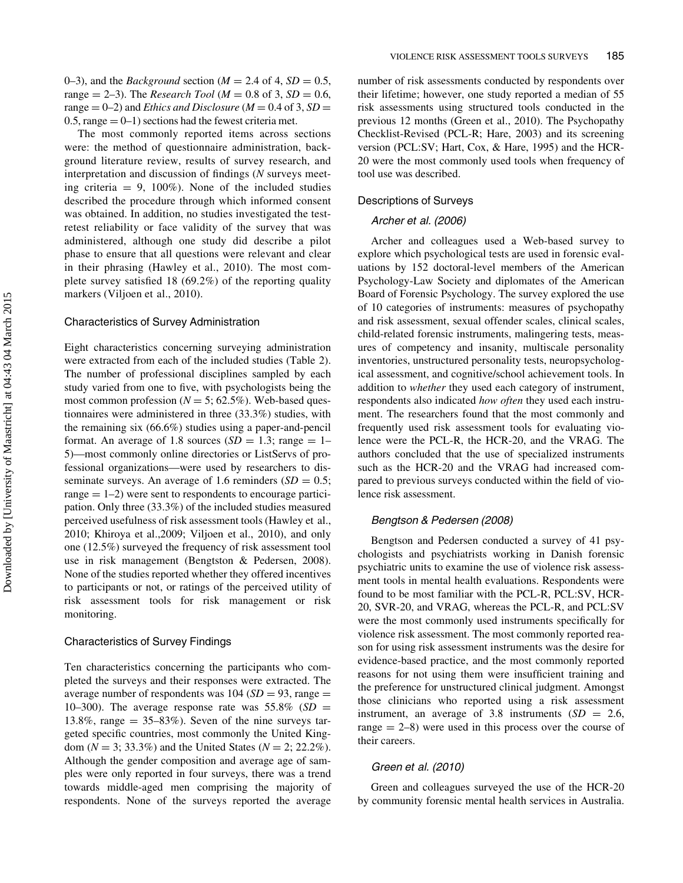0–3), and the *Background* section ($M = 2.4$ of 4, $SD = 0.5$, range = 2–3). The *Research Tool* ($M = 0.8$ of 3, $SD = 0.6$, range = 0–2) and *Ethics and Disclosure* ($M = 0.4$ of 3, $SD = 0.5$, range = 0–1) sections had the fewest criteria met.

The most commonly reported items across sections were: the method of questionnaire administration, background literature review, results of survey research, and interpretation and discussion of findings (*N* surveys meeting criteria = 9, 100%). None of the included studies described the procedure through which informed consent was obtained. In addition, no studies investigated the test-retest reliability or face validity of the survey that was administered, although one study did describe a pilot phase to ensure that all questions were relevant and clear in their phrasing (Hawley et al., 2010). The most complete survey satisfied 18 (69.2%) of the reporting quality markers (Viljoen et al., 2010).

### Characteristics of Survey Administration

Eight characteristics concerning surveying administration were extracted from each of the included studies (Table 2). The number of professional disciplines sampled by each study varied from one to five, with psychologists being the most common profession ($N = 5$; 62.5%). Web-based questionnaires were administered in three (33.3%) studies, with the remaining six (66.6%) studies using a paper-and-pencil format. An average of 1.8 sources ($SD = 1.3$; range = 1–5)—most commonly online directories or ListServs of professional organizations—were used by researchers to disseminate surveys. An average of 1.6 reminders ($SD = 0.5$; range = 1–2) were sent to respondents to encourage participation. Only three (33.3%) of the included studies measured perceived usefulness of risk assessment tools (Hawley et al., 2010; Khiroya et al.,2009; Viljoen et al., 2010), and only one (12.5%) surveyed the frequency of risk assessment tool use in risk management (Bengtston & Pedersen, 2008). None of the studies reported whether they offered incentives to participants or not, or ratings of the perceived utility of risk assessment tools for risk management or risk monitoring.

### Characteristics of Survey Findings

Ten characteristics concerning the participants who completed the surveys and their responses were extracted. The average number of respondents was 104 ($SD = 93$, range = 10–300). The average response rate was 55.8% ($SD = 13.8\%$, range = 35–83%). Seven of the nine surveys targeted specific countries, most commonly the United Kingdom ($N = 3$; 33.3%) and the United States ($N = 2$; 22.2%). Although the gender composition and average age of samples were only reported in four surveys, there was a trend towards middle-aged men comprising the majority of respondents. None of the surveys reported the average number of risk assessments conducted by respondents over their lifetime; however, one study reported a median of 55 risk assessments using structured tools conducted in the previous 12 months (Green et al., 2010). The Psychopathy Checklist-Revised (PCL-R; Hare, 2003) and its screening version (PCL:SV; Hart, Cox, & Hare, 1995) and the HCR-20 were the most commonly used tools when frequency of tool use was described.

### Descriptions of Surveys

#### *Archer et al. (2006)*

Archer and colleagues used a Web-based survey to explore which psychological tests are used in forensic evaluations by 152 doctoral-level members of the American Psychology-Law Society and diplomates of the American Board of Forensic Psychology. The survey explored the use of 10 categories of instruments: measures of psychopathy and risk assessment, sexual offender scales, clinical scales, child-related forensic instruments, malingering tests, measures of competency and insanity, multiscale personality inventories, unstructured personality tests, neuropsychological assessment, and cognitive/school achievement tools. In addition to *whether* they used each category of instrument, respondents also indicated *how often* they used each instrument. The researchers found that the most commonly and frequently used risk assessment tools for evaluating violence were the PCL-R, the HCR-20, and the VRAG. The authors concluded that the use of specialized instruments such as the HCR-20 and the VRAG had increased compared to previous surveys conducted within the field of violence risk assessment.

#### *Bengtson & Pedersen (2008)*

Bengtson and Pedersen conducted a survey of 41 psychologists and psychiatrists working in Danish forensic psychiatric units to examine the use of violence risk assessment tools in mental health evaluations. Respondents were found to be most familiar with the PCL-R, PCL:SV, HCR-20, SVR-20, and VRAG, whereas the PCL-R, and PCL:SV were the most commonly used instruments specifically for violence risk assessment. The most commonly reported reason for using risk assessment instruments was the desire for evidence-based practice, and the most commonly reported reasons for not using them were insufficient training and the preference for unstructured clinical judgment. Amongst those clinicians who reported using a risk assessment instrument, an average of 3.8 instruments ($SD = 2.6$, range = 2–8) were used in this process over the course of their careers.

#### *Green et al. (2010)*

Green and colleagues surveyed the use of the HCR-20 by community forensic mental health services in Australia.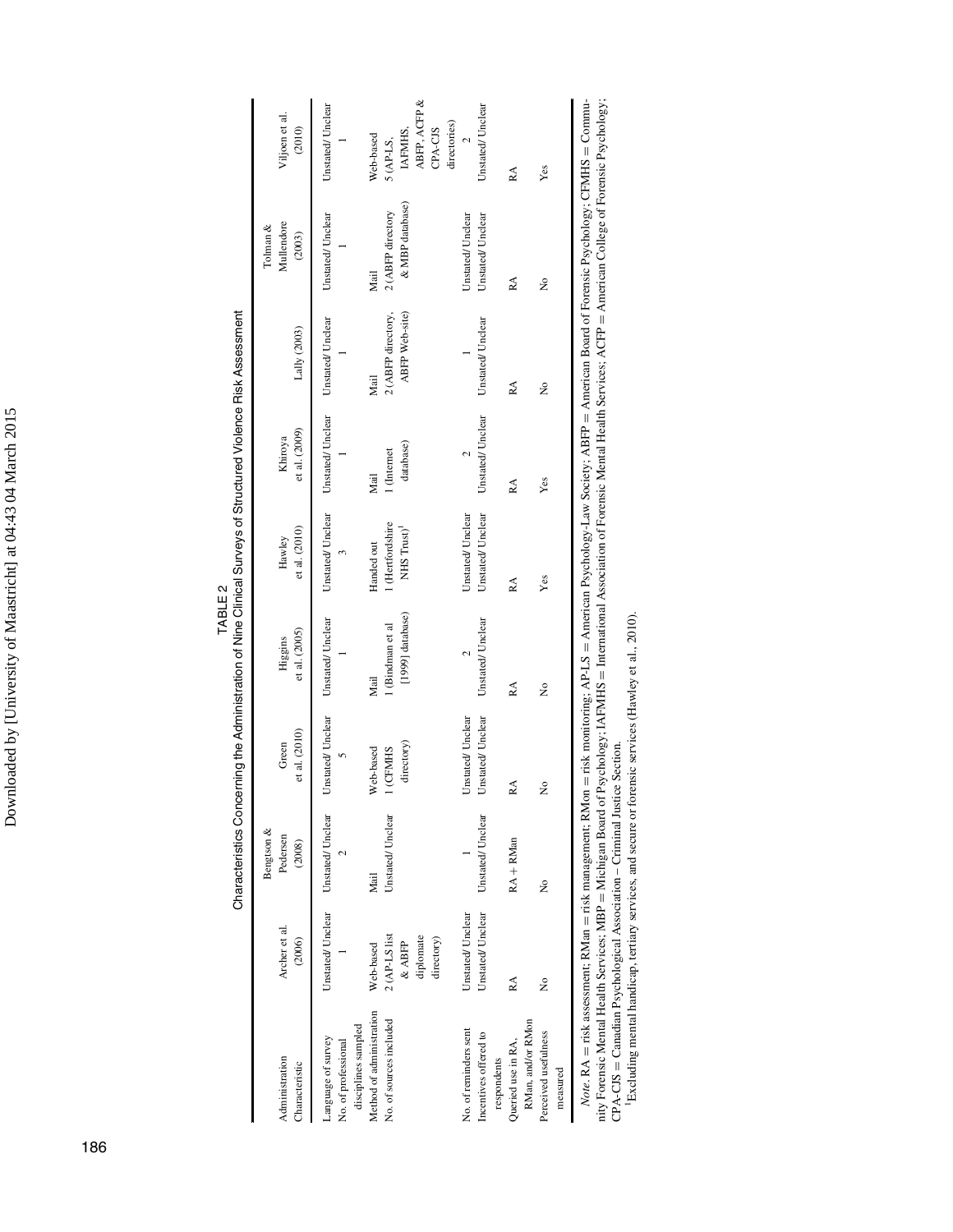TABLE 2
Characteristics Concerning the Administration of Nine Clinical Surveys of Structured Violence Risk Assessment

| Administration Characteristic | Archer et al. (2006) | Bengtson & Pedersen (2008) | Green et al. (2010) | Higgins et al. (2005) | Hawley et al. (2010) | Khiroya et al. (2009) | Lally (2003) | Tolman & Mullendore (2003) | Viljoen et al. (2010) |
|---|---|---|---|---|---|---|---|---|---|
| Language of survey | Unstated/ Unclear | Unstated/ Unclear | Unstated/ Unclear | Unstated/ Unclear | Unstated/ Unclear | Unstated/ Unclear | Unstated/ Unclear | Unstated/ Unclear | Unstated/ Unclear |
| No. of professional disciplines sampled | 1 | 2 | 5 | 1 | 3 | 1 | 1 | 1 | 1 |
| Method of administration | Web-based | Mail | Web-based | Mail | Handed out | Mail | Mail | Mail | Web-based |
| No. of sources included | 2 (AP-LS list & ABFP diplomate directory) | Unstated/ Unclear | 1 (CFMHS directory) | 1 (Bindman et al [1999] database) | 1 (Hertfordshire NHS Trust)[1] | 1 (Internet database) | 2 (ABFP directory, ABFP Web-site) | 2 (ABFP directory & MBP database) | 5 (AP-LS, IAFMHS, ABFP, ACFP & CPA-CJS directories) |
| No. of reminders sent | Unstated/ Unclear | 1 | Unstated/ Unclear | 2 | Unstated/ Unclear | 2 | 1 | Unstated/ Unclear | 2 |
| Incentives offered to respondents | Unstated/ Unclear | Unstated/ Unclear | Unstated/ Unclear | Unstated/ Unclear | Unstated/ Unclear | Unstated/ Unclear | Unstated/ Unclear | Unstated/ Unclear | Unstated/ Unclear |
| Queried use in RA, RMan, and/or RMon | RA | RA + RMan | RA | RA | RA | RA | RA | RA | RA |
| Perceived usefulness measured | No | No | No | No | Yes | Yes | No | No | Yes |

*Note*. RA = risk assessment; RMan = risk management; RMon = risk monitoring; AP-LS = American Psychology-Law Society; ABFP = American Board of Forensic Psychology; CFMHS = Community Forensic Mental Health Services; MBP = Michigan Board of Psychology; IAFMHS = International Association of Forensic Mental Health Services; ACFP = American College of Forensic Psychology; CPA-CJS = Canadian Psychological Association – Criminal Justice Section.

[1]Excluding mental handicap, tertiary services, and secure or forensic services (Hawley et al., 2010).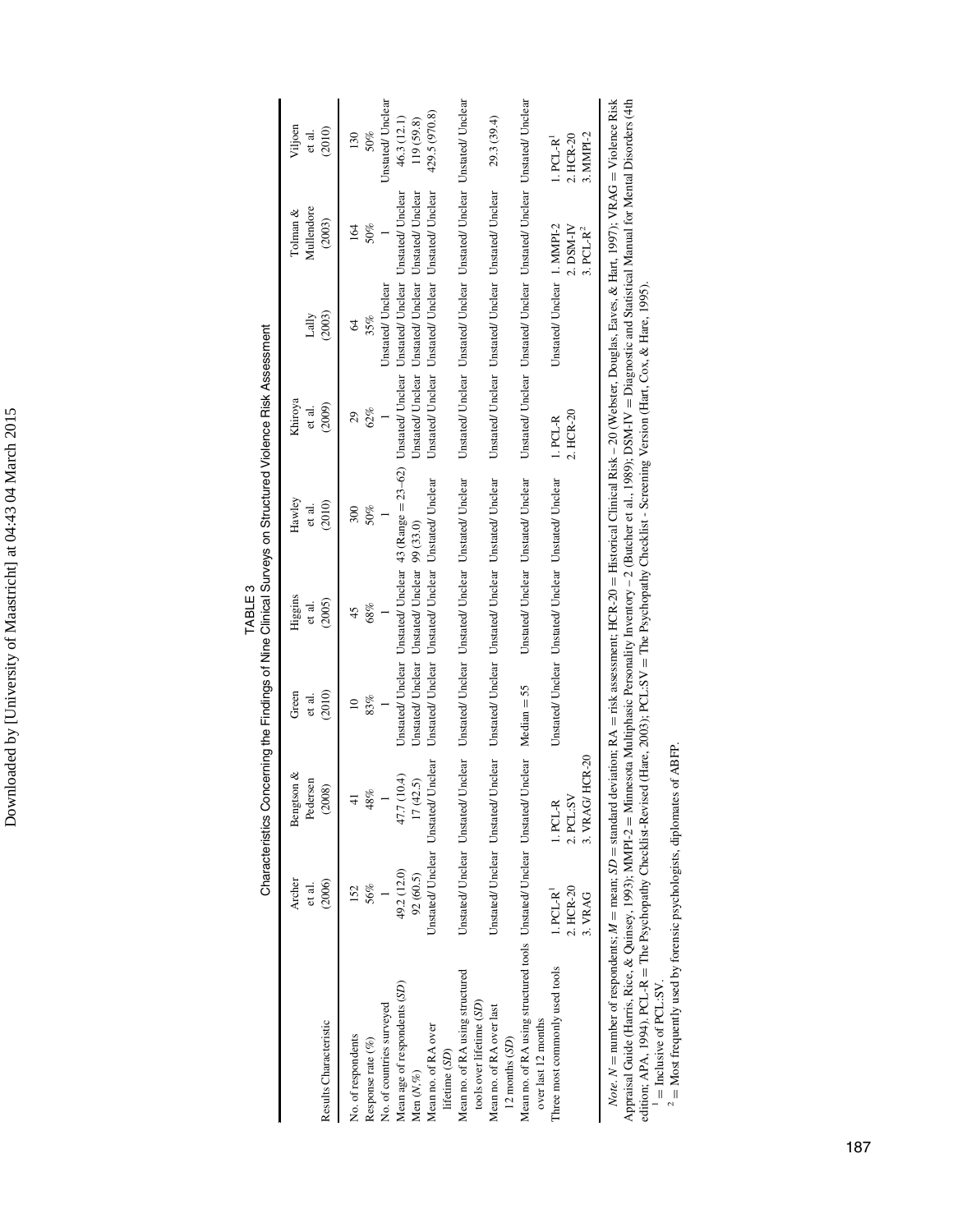TABLE 3

Characteristics Concerning the Findings of Nine Clinical Surveys on Structured Violence Risk Assessment

| Results Characteristic | Archer et al. (2006) | Bengtson & Pedersen (2008) | Green et al. (2010) | Higgins et al. (2005) | Hawley et al. (2010) | Khiroya et al. (2009) | Lally (2003) | Tolman & Mullendore (2003) | Viljoen et al. (2010) |
|---|---|---|---|---|---|---|---|---|---|
| No. of respondents | 152 | 41 | 10 | 45 | 300 | 29 | 64 | 164 | 130 |
| Response rate (%) | 56% | 48% | 83% | 68% | 50% | 62% | 35% | 50% | 50% |
| No. of countries surveyed | 1 | 1 | 1 | 1 | 1 | 1 | Unstated/ Unclear | 1 | Unstated/ Unclear |
| Mean age of respondents (*SD*) | 49.2 (12.0) | 47.7 (10.4) | Unstated/ Unclear | Unstated/ Unclear | 43 (Range = 23–62) | Unstated/ Unclear | Unstated/ Unclear | Unstated/ Unclear | 46.3 (12.1) |
| Men (*N*,%) | 92 (60.5) | 17 (42.5) | Unstated/ Unclear | Unstated/ Unclear | 99 (33.0) | Unstated/ Unclear | Unstated/ Unclear | Unstated/ Unclear | 119 (59.8) |
| Mean no. of RA over lifetime (*SD*) | Unstated/ Unclear | Unstated/ Unclear | Unstated/ Unclear | Unstated/ Unclear | Unstated/ Unclear | Unstated/ Unclear | Unstated/ Unclear | Unstated/ Unclear | 429.5 (970.8) |
| Mean no. of RA using structured tools over lifetime (*SD*) | Unstated/ Unclear | Unstated/ Unclear | Unstated/ Unclear | Unstated/ Unclear | Unstated/ Unclear | Unstated/ Unclear | Unstated/ Unclear | Unstated/ Unclear | Unstated/ Unclear |
| Mean no. of RA over last 12 months (*SD*) | Unstated/ Unclear | Unstated/ Unclear | Unstated/ Unclear | Unstated/ Unclear | Unstated/ Unclear | Unstated/ Unclear | Unstated/ Unclear | Unstated/ Unclear | 29.3 (39.4) |
| Mean no. of RA using structured tools over last 12 months | Unstated/ Unclear | Unstated/ Unclear | Median = 55 | Unstated/ Unclear | Unstated/ Unclear | Unstated/ Unclear | Unstated/ Unclear | Unstated/ Unclear | Unstated/ Unclear |
| Three most commonly used tools | 1. PCL-R[1] 2. HCR-20 3. VRAG | 1. PCL-R 2. PCL:SV 3. VRAG/ HCR-20 | Unstated/ Unclear | Unstated/ Unclear | Unstated/ Unclear | 1. PCL-R 2. HCR-20 | Unstated/ Unclear | 1. MMPI-2 2. DSM-IV 3. PCL-R[2] | 1. PCL-R[1] 2. HCR-20 3. MMPI-2 |

*Note.* $N$ = number of respondents; $M$ = mean; $SD$ = standard deviation; RA = risk assessment; HCR-20 = Historical Clinical Risk – 20 (Webster, Douglas, Eaves, & Hart, 1997); VRAG = Violence Risk Appraisal Guide (Harris, Rice, & Quinsey, 1993); MMPI-2 = Minnesota Multiphasic Personality Inventory – 2 (Butcher et al., 1989); DSM-IV = Diagnostic and Statistical Manual for Mental Disorders (4th edition; APA, 1994). PCL-R = The Psychopathy Checklist-Revised (Hare, 2003); PCL:SV = The Psychopathy Checklist - Screening Version (Hart, Cox, & Hare, 1995).

[1] = Inclusive of PCL:SV.

[2] = Most frequently used by forensic psychologists, diplomates of ABFP.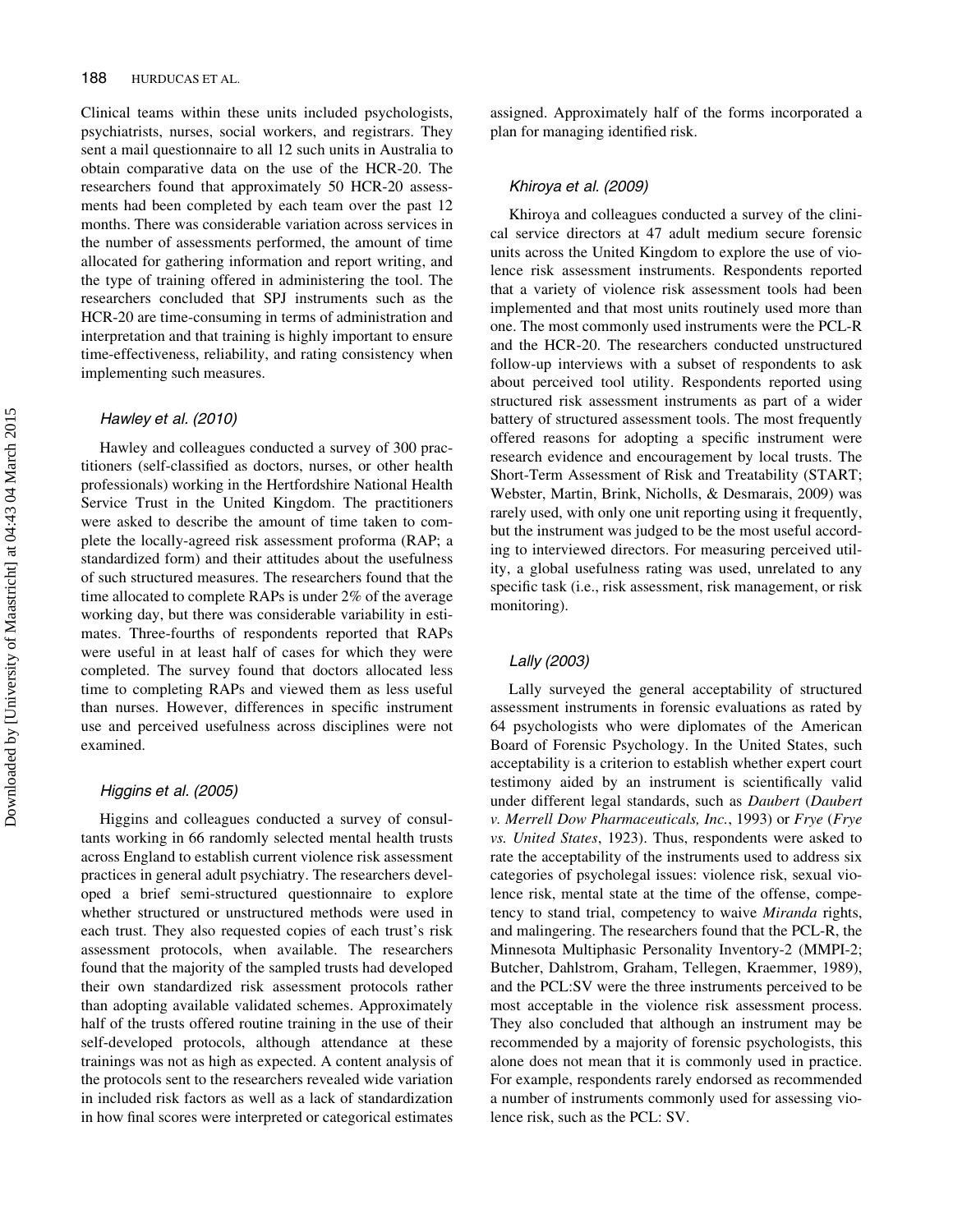Clinical teams within these units included psychologists, psychiatrists, nurses, social workers, and registrars. They sent a mail questionnaire to all 12 such units in Australia to obtain comparative data on the use of the HCR-20. The researchers found that approximately 50 HCR-20 assessments had been completed by each team over the past 12 months. There was considerable variation across services in the number of assessments performed, the amount of time allocated for gathering information and report writing, and the type of training offered in administering the tool. The researchers concluded that SPJ instruments such as the HCR-20 are time-consuming in terms of administration and interpretation and that training is highly important to ensure time-effectiveness, reliability, and rating consistency when implementing such measures.

### *Hawley et al. (2010)*

Hawley and colleagues conducted a survey of 300 practitioners (self-classified as doctors, nurses, or other health professionals) working in the Hertfordshire National Health Service Trust in the United Kingdom. The practitioners were asked to describe the amount of time taken to complete the locally-agreed risk assessment proforma (RAP; a standardized form) and their attitudes about the usefulness of such structured measures. The researchers found that the time allocated to complete RAPs is under 2% of the average working day, but there was considerable variability in estimates. Three-fourths of respondents reported that RAPs were useful in at least half of cases for which they were completed. The survey found that doctors allocated less time to completing RAPs and viewed them as less useful than nurses. However, differences in specific instrument use and perceived usefulness across disciplines were not examined.

### *Higgins et al. (2005)*

Higgins and colleagues conducted a survey of consultants working in 66 randomly selected mental health trusts across England to establish current violence risk assessment practices in general adult psychiatry. The researchers developed a brief semi-structured questionnaire to explore whether structured or unstructured methods were used in each trust. They also requested copies of each trust's risk assessment protocols, when available. The researchers found that the majority of the sampled trusts had developed their own standardized risk assessment protocols rather than adopting available validated schemes. Approximately half of the trusts offered routine training in the use of their self-developed protocols, although attendance at these trainings was not as high as expected. A content analysis of the protocols sent to the researchers revealed wide variation in included risk factors as well as a lack of standardization in how final scores were interpreted or categorical estimates assigned. Approximately half of the forms incorporated a plan for managing identified risk.

### *Khiroya et al. (2009)*

Khiroya and colleagues conducted a survey of the clinical service directors at 47 adult medium secure forensic units across the United Kingdom to explore the use of violence risk assessment instruments. Respondents reported that a variety of violence risk assessment tools had been implemented and that most units routinely used more than one. The most commonly used instruments were the PCL-R and the HCR-20. The researchers conducted unstructured follow-up interviews with a subset of respondents to ask about perceived tool utility. Respondents reported using structured risk assessment instruments as part of a wider battery of structured assessment tools. The most frequently offered reasons for adopting a specific instrument were research evidence and encouragement by local trusts. The Short-Term Assessment of Risk and Treatability (START; Webster, Martin, Brink, Nicholls, & Desmarais, 2009) was rarely used, with only one unit reporting using it frequently, but the instrument was judged to be the most useful according to interviewed directors. For measuring perceived utility, a global usefulness rating was used, unrelated to any specific task (i.e., risk assessment, risk management, or risk monitoring).

### *Lally (2003)*

Lally surveyed the general acceptability of structured assessment instruments in forensic evaluations as rated by 64 psychologists who were diplomates of the American Board of Forensic Psychology. In the United States, such acceptability is a criterion to establish whether expert court testimony aided by an instrument is scientifically valid under different legal standards, such as *Daubert* (*Daubert v. Merrell Dow Pharmaceuticals, Inc.*, 1993) or *Frye* (*Frye vs. United States*, 1923). Thus, respondents were asked to rate the acceptability of the instruments used to address six categories of psycholegal issues: violence risk, sexual violence risk, mental state at the time of the offense, competency to stand trial, competency to waive *Miranda* rights, and malingering. The researchers found that the PCL-R, the Minnesota Multiphasic Personality Inventory-2 (MMPI-2; Butcher, Dahlstrom, Graham, Tellegen, Kraemmer, 1989), and the PCL:SV were the three instruments perceived to be most acceptable in the violence risk assessment process. They also concluded that although an instrument may be recommended by a majority of forensic psychologists, this alone does not mean that it is commonly used in practice. For example, respondents rarely endorsed as recommended a number of instruments commonly used for assessing violence risk, such as the PCL: SV.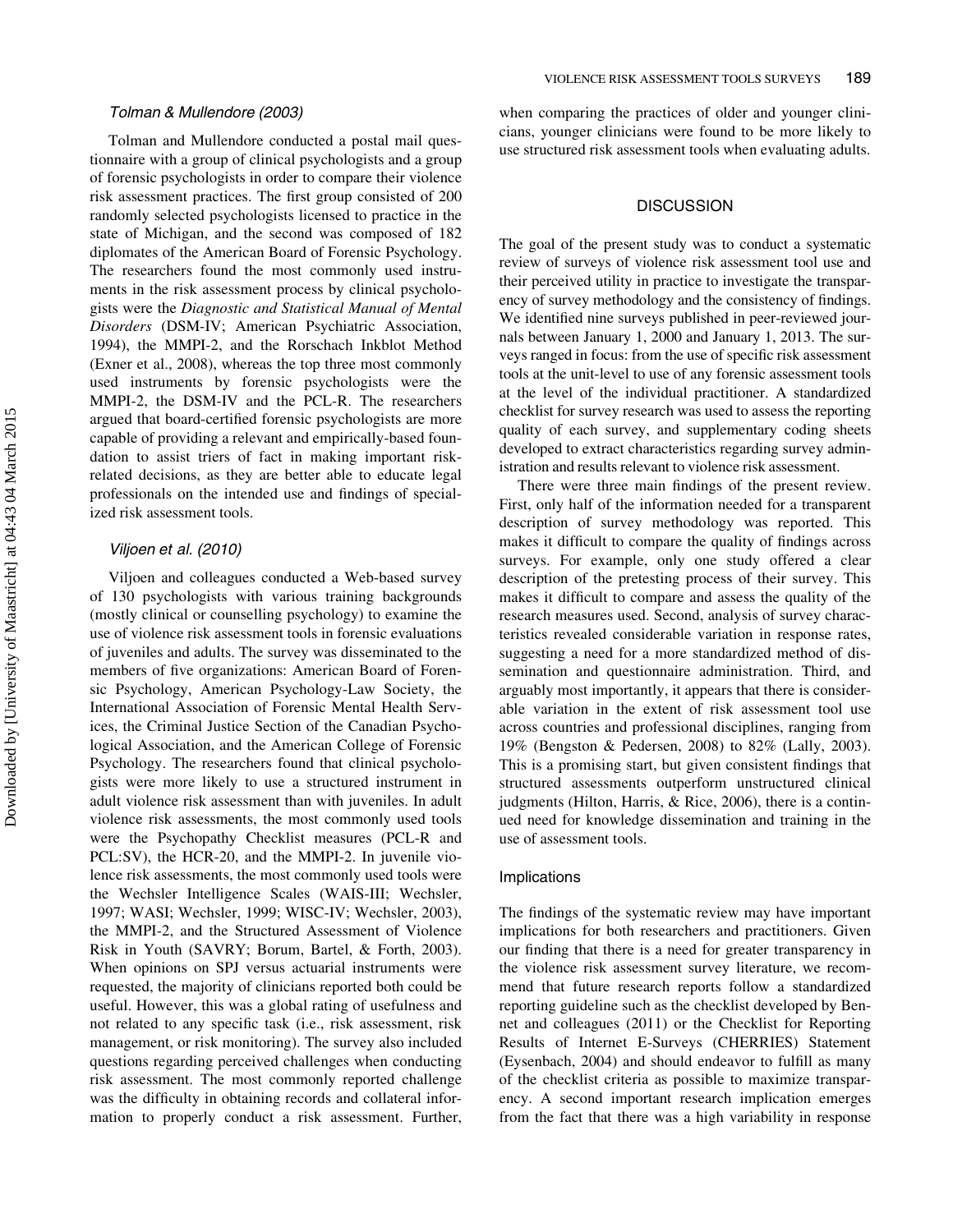### Tolman & Mullendore (2003)

Tolman and Mullendore conducted a postal mail questionnaire with a group of clinical psychologists and a group of forensic psychologists in order to compare their violence risk assessment practices. The first group consisted of 200 randomly selected psychologists licensed to practice in the state of Michigan, and the second was composed of 182 diplomates of the American Board of Forensic Psychology. The researchers found the most commonly used instruments in the risk assessment process by clinical psychologists were the *Diagnostic and Statistical Manual of Mental Disorders* (DSM-IV; American Psychiatric Association, 1994), the MMPI-2, and the Rorschach Inkblot Method (Exner et al., 2008), whereas the top three most commonly used instruments by forensic psychologists were the MMPI-2, the DSM-IV and the PCL-R. The researchers argued that board-certified forensic psychologists are more capable of providing a relevant and empirically-based foundation to assist triers of fact in making important risk-related decisions, as they are better able to educate legal professionals on the intended use and findings of specialized risk assessment tools.

### Viljoen et al. (2010)

Viljoen and colleagues conducted a Web-based survey of 130 psychologists with various training backgrounds (mostly clinical or counselling psychology) to examine the use of violence risk assessment tools in forensic evaluations of juveniles and adults. The survey was disseminated to the members of five organizations: American Board of Forensic Psychology, American Psychology-Law Society, the International Association of Forensic Mental Health Services, the Criminal Justice Section of the Canadian Psychological Association, and the American College of Forensic Psychology. The researchers found that clinical psychologists were more likely to use a structured instrument in adult violence risk assessment than with juveniles. In adult violence risk assessments, the most commonly used tools were the Psychopathy Checklist measures (PCL-R and PCL:SV), the HCR-20, and the MMPI-2. In juvenile violence risk assessments, the most commonly used tools were the Wechsler Intelligence Scales (WAIS-III; Wechsler, 1997; WASI; Wechsler, 1999; WISC-IV; Wechsler, 2003), the MMPI-2, and the Structured Assessment of Violence Risk in Youth (SAVRY; Borum, Bartel, & Forth, 2003). When opinions on SPJ versus actuarial instruments were requested, the majority of clinicians reported both could be useful. However, this was a global rating of usefulness and not related to any specific task (i.e., risk assessment, risk management, or risk monitoring). The survey also included questions regarding perceived challenges when conducting risk assessment. The most commonly reported challenge was the difficulty in obtaining records and collateral information to properly conduct a risk assessment. Further, when comparing the practices of older and younger clinicians, younger clinicians were found to be more likely to use structured risk assessment tools when evaluating adults.

## DISCUSSION

The goal of the present study was to conduct a systematic review of surveys of violence risk assessment tool use and their perceived utility in practice to investigate the transparency of survey methodology and the consistency of findings. We identified nine surveys published in peer-reviewed journals between January 1, 2000 and January 1, 2013. The surveys ranged in focus: from the use of specific risk assessment tools at the unit-level to use of any forensic assessment tools at the level of the individual practitioner. A standardized checklist for survey research was used to assess the reporting quality of each survey, and supplementary coding sheets developed to extract characteristics regarding survey administration and results relevant to violence risk assessment.

There were three main findings of the present review. First, only half of the information needed for a transparent description of survey methodology was reported. This makes it difficult to compare the quality of findings across surveys. For example, only one study offered a clear description of the pretesting process of their survey. This makes it difficult to compare and assess the quality of the research measures used. Second, analysis of survey characteristics revealed considerable variation in response rates, suggesting a need for a more standardized method of dissemination and questionnaire administration. Third, and arguably most importantly, it appears that there is considerable variation in the extent of risk assessment tool use across countries and professional disciplines, ranging from 19% (Bengston & Pedersen, 2008) to 82% (Lally, 2003). This is a promising start, but given consistent findings that structured assessments outperform unstructured clinical judgments (Hilton, Harris, & Rice, 2006), there is a continued need for knowledge dissemination and training in the use of assessment tools.

### Implications

The findings of the systematic review may have important implications for both researchers and practitioners. Given our finding that there is a need for greater transparency in the violence risk assessment survey literature, we recommend that future research reports follow a standardized reporting guideline such as the checklist developed by Bennet and colleagues (2011) or the Checklist for Reporting Results of Internet E-Surveys (CHERRIES) Statement (Eysenbach, 2004) and should endeavor to fulfill as many of the checklist criteria as possible to maximize transparency. A second important research implication emerges from the fact that there was a high variability in response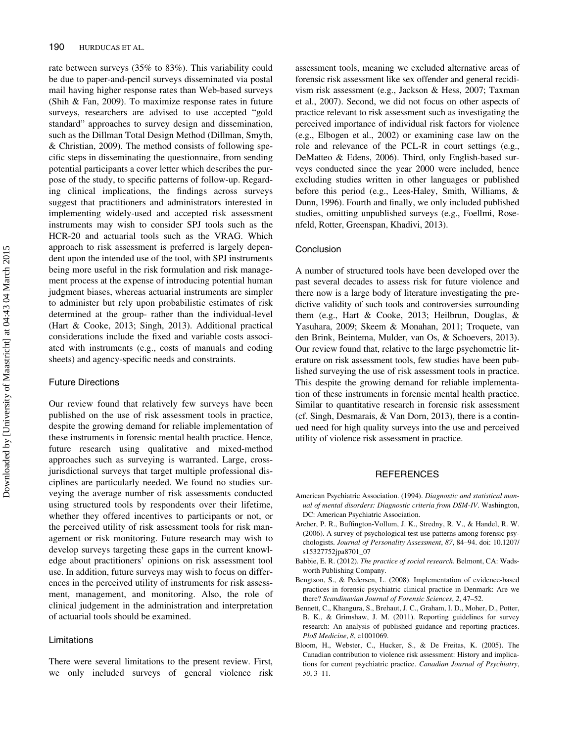rate between surveys (35% to 83%). This variability could be due to paper-and-pencil surveys disseminated via postal mail having higher response rates than Web-based surveys (Shih & Fan, 2009). To maximize response rates in future surveys, researchers are advised to use accepted "gold standard" approaches to survey design and dissemination, such as the Dillman Total Design Method (Dillman, Smyth, & Christian, 2009). The method consists of following specific steps in disseminating the questionnaire, from sending potential participants a cover letter which describes the purpose of the study, to specific patterns of follow-up. Regarding clinical implications, the findings across surveys suggest that practitioners and administrators interested in implementing widely-used and accepted risk assessment instruments may wish to consider SPJ tools such as the HCR-20 and actuarial tools such as the VRAG. Which approach to risk assessment is preferred is largely dependent upon the intended use of the tool, with SPJ instruments being more useful in the risk formulation and risk management process at the expense of introducing potential human judgment biases, whereas actuarial instruments are simpler to administer but rely upon probabilistic estimates of risk determined at the group- rather than the individual-level (Hart & Cooke, 2013; Singh, 2013). Additional practical considerations include the fixed and variable costs associated with instruments (e.g., costs of manuals and coding sheets) and agency-specific needs and constraints.

### Future Directions

Our review found that relatively few surveys have been published on the use of risk assessment tools in practice, despite the growing demand for reliable implementation of these instruments in forensic mental health practice. Hence, future research using qualitative and mixed-method approaches such as surveying is warranted. Large, cross-jurisdictional surveys that target multiple professional disciplines are particularly needed. We found no studies surveying the average number of risk assessments conducted using structured tools by respondents over their lifetime, whether they offered incentives to participants or not, or the perceived utility of risk assessment tools for risk management or risk monitoring. Future research may wish to develop surveys targeting these gaps in the current knowledge about practitioners' opinions on risk assessment tool use. In addition, future surveys may wish to focus on differences in the perceived utility of instruments for risk assessment, management, and monitoring. Also, the role of clinical judgement in the administration and interpretation of actuarial tools should be examined.

### Limitations

There were several limitations to the present review. First, we only included surveys of general violence risk assessment tools, meaning we excluded alternative areas of forensic risk assessment like sex offender and general recidivism risk assessment (e.g., Jackson & Hess, 2007; Taxman et al., 2007). Second, we did not focus on other aspects of practice relevant to risk assessment such as investigating the perceived importance of individual risk factors for violence (e.g., Elbogen et al., 2002) or examining case law on the role and relevance of the PCL-R in court settings (e.g., DeMatteo & Edens, 2006). Third, only English-based surveys conducted since the year 2000 were included, hence excluding studies written in other languages or published before this period (e.g., Lees-Haley, Smith, Williams, & Dunn, 1996). Fourth and finally, we only included published studies, omitting unpublished surveys (e.g., Foellmi, Rosenfeld, Rotter, Greenspan, Khadivi, 2013).

### Conclusion

A number of structured tools have been developed over the past several decades to assess risk for future violence and there now is a large body of literature investigating the predictive validity of such tools and controversies surrounding them (e.g., Hart & Cooke, 2013; Heilbrun, Douglas, & Yasuhara, 2009; Skeem & Monahan, 2011; Troquete, van den Brink, Beintema, Mulder, van Os, & Schoevers, 2013). Our review found that, relative to the large psychometric literature on risk assessment tools, few studies have been published surveying the use of risk assessment tools in practice. This despite the growing demand for reliable implementation of these instruments in forensic mental health practice. Similar to quantitative research in forensic risk assessment (cf. Singh, Desmarais, & Van Dorn, 2013), there is a continued need for high quality surveys into the use and perceived utility of violence risk assessment in practice.

## REFERENCES

American Psychiatric Association. (1994). *Diagnostic and statistical manual of mental disorders: Diagnostic criteria from DSM-IV*. Washington, DC: American Psychiatric Association.

Archer, P. R., Buffington-Vollum, J. K., Stredny, R. V., & Handel, R. W. (2006). A survey of psychological test use patterns among forensic psychologists. *Journal of Personality Assessment*, *87*, 84–94. doi: 10.1207/s15327752jpa8701_07

Babbie, E. R. (2012). *The practice of social research*. Belmont, CA: Wadsworth Publishing Company.

Bengtson, S., & Pedersen, L. (2008). Implementation of evidence-based practices in forensic psychiatric clinical practice in Denmark: Are we there? *Scandinavian Journal of Forensic Sciences*, *2*, 47–52.

Bennett, C., Khangura, S., Brehaut, J. C., Graham, I. D., Moher, D., Potter, B. K., & Grimshaw, J. M. (2011). Reporting guidelines for survey research: An analysis of published guidance and reporting practices. *PloS Medicine*, *8*, e1001069.

Bloom, H., Webster, C., Hucker, S., & De Freitas, K. (2005). The Canadian contribution to violence risk assessment: History and implications for current psychiatric practice. *Canadian Journal of Psychiatry*, *50*, 3–11.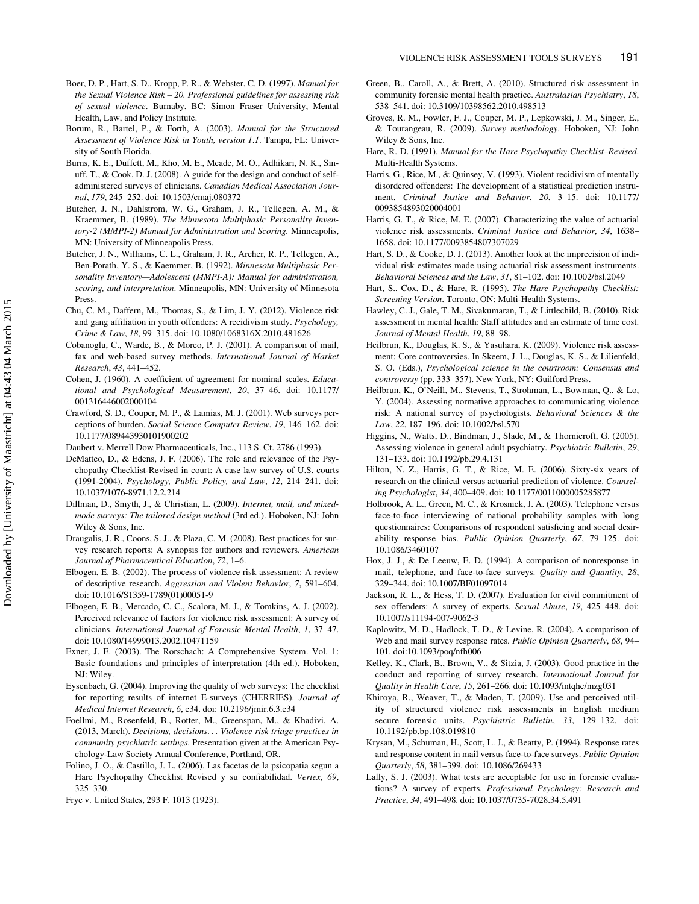Boer, D. P., Hart, S. D., Kropp, P. R., & Webster, C. D. (1997). *Manual for the Sexual Violence Risk – 20. Professional guidelines for assessing risk of sexual violence*. Burnaby, BC: Simon Fraser University, Mental Health, Law, and Policy Institute.

Borum, R., Bartel, P., & Forth, A. (2003). *Manual for the Structured Assessment of Violence Risk in Youth, version 1.1*. Tampa, FL: University of South Florida.

Burns, K. E., Duffett, M., Kho, M. E., Meade, M. O., Adhikari, N. K., Sinuff, T., & Cook, D. J. (2008). A guide for the design and conduct of self-administered surveys of clinicians. *Canadian Medical Association Journal*, *179*, 245–252. doi: 10.1503/cmaj.080372

Butcher, J. N., Dahlstrom, W. G., Graham, J. R., Tellegen, A. M., & Kraemmer, B. (1989). *The Minnesota Multiphasic Personality Inventory-2 (MMPI-2) Manual for Administration and Scoring.* Minneapolis, MN: University of Minneapolis Press.

Butcher, J. N., Williams, C. L., Graham, J. R., Archer, R. P., Tellegen, A., Ben-Porath, Y. S., & Kaemmer, B. (1992). *Minnesota Multiphasic Personality Inventory—Adolescent (MMPI-A): Manual for administration, scoring, and interpretation*. Minneapolis, MN: University of Minnesota Press.

Chu, C. M., Daffern, M., Thomas, S., & Lim, J. Y. (2012). Violence risk and gang affiliation in youth offenders: A recidivism study. *Psychology, Crime & Law*, *18*, 99–315. doi: 10.1080/1068316X.2010.481626

Cobanoglu, C., Warde, B., & Moreo, P. J. (2001). A comparison of mail, fax and web-based survey methods. *International Journal of Market Research*, *43*, 441–452.

Cohen, J. (1960). A coefficient of agreement for nominal scales. *Educational and Psychological Measurement*, *20*, 37–46. doi: 10.1177/001316446002000104

Crawford, S. D., Couper, M. P., & Lamias, M. J. (2001). Web surveys perceptions of burden. *Social Science Computer Review*, *19*, 146–162. doi: 10.1177/089443930101900202

Daubert v. Merrell Dow Pharmaceuticals, Inc., 113 S. Ct. 2786 (1993).

DeMatteo, D., & Edens, J. F. (2006). The role and relevance of the Psychopathy Checklist-Revised in court: A case law survey of U.S. courts (1991-2004). *Psychology, Public Policy, and Law*, *12*, 214–241. doi: 10.1037/1076-8971.12.2.214

Dillman, D., Smyth, J., & Christian, L. (2009). *Internet, mail, and mixed-mode surveys: The tailored design method* (3rd ed.). Hoboken, NJ: John Wiley & Sons, Inc.

Draugalis, J. R., Coons, S. J., & Plaza, C. M. (2008). Best practices for survey research reports: A synopsis for authors and reviewers. *American Journal of Pharmaceutical Education*, *72*, 1–6.

Elbogen, E. B. (2002). The process of violence risk assessment: A review of descriptive research. *Aggression and Violent Behavior*, *7*, 591–604. doi: 10.1016/S1359-1789(01)00051-9

Elbogen, E. B., Mercado, C. C., Scalora, M. J., & Tomkins, A. J. (2002). Perceived relevance of factors for violence risk assessment: A survey of clinicians. *International Journal of Forensic Mental Health*, *1*, 37–47. doi: 10.1080/14999013.2002.10471159

Exner, J. E. (2003). The Rorschach: A Comprehensive System. Vol. 1: Basic foundations and principles of interpretation (4th ed.). Hoboken, NJ: Wiley.

Eysenbach, G. (2004). Improving the quality of web surveys: The checklist for reporting results of internet E-surveys (CHERRIES). *Journal of Medical Internet Research*, *6*, e34. doi: 10.2196/jmir.6.3.e34

Foellmi, M., Rosenfeld, B., Rotter, M., Greenspan, M., & Khadivi, A. (2013, March). *Decisions, decisions… Violence risk triage practices in community psychiatric settings.* Presentation given at the American Psychology-Law Society Annual Conference, Portland, OR.

Folino, J. O., & Castillo, J. L. (2006). Las facetas de la psicopatía segun a Hare Psychopathy Checklist Revised y su confiabilidad. *Vertex*, *69*, 325–330.

Frye v. United States, 293 F. 1013 (1923).

Green, B., Caroll, A., & Brett, A. (2010). Structured risk assessment in community forensic mental health practice. *Australasian Psychiatry*, *18*, 538–541. doi: 10.3109/10398562.2010.498513

Groves, R. M., Fowler, F. J., Couper, M. P., Lepkowski, J. M., Singer, E., & Tourangeau, R. (2009). *Survey methodology*. Hoboken, NJ: John Wiley & Sons, Inc.

Hare, R. D. (1991). *Manual for the Hare Psychopathy Checklist–Revised*. Multi-Health Systems.

Harris, G., Rice, M., & Quinsey, V. (1993). Violent recidivism of mentally disordered offenders: The development of a statistical prediction instrument. *Criminal Justice and Behavior*, *20*, 3–15. doi: 10.1177/0093854893020004001

Harris, G. T., & Rice, M. E. (2007). Characterizing the value of actuarial violence risk assessments. *Criminal Justice and Behavior*, *34*, 1638–1658. doi: 10.1177/0093854807307029

Hart, S. D., & Cooke, D. J. (2013). Another look at the imprecision of individual risk estimates made using actuarial risk assessment instruments. *Behavioral Sciences and the Law*, *31*, 81–102. doi: 10.1002/bsl.2049

Hart, S., Cox, D., & Hare, R. (1995). *The Hare Psychopathy Checklist: Screening Version*. Toronto, ON: Multi-Health Systems.

Hawley, C. J., Gale, T. M., Sivakumaran, T., & Littlechild, B. (2010). Risk assessment in mental health: Staff attitudes and an estimate of time cost. *Journal of Mental Health*, *19*, 88–98.

Heilbrun, K., Douglas, K. S., & Yasuhara, K. (2009). Violence risk assessment: Core controversies. In Skeem, J. L., Douglas, K. S., & Lilienfeld, S. O. (Eds.), *Psychological science in the courtroom: Consensus and controversy* (pp. 333–357). New York, NY: Guilford Press.

Heilbrun, K., O'Neill, M., Stevens, T., Strohman, L., Bowman, Q., & Lo, Y. (2004). Assessing normative approaches to communicating violence risk: A national survey of psychologists. *Behavioral Sciences & the Law*, *22*, 187–196. doi: 10.1002/bsl.570

Higgins, N., Watts, D., Bindman, J., Slade, M., & Thornicroft, G. (2005). Assessing violence in general adult psychiatry. *Psychiatric Bulletin*, *29*, 131–133. doi: 10.1192/pb.29.4.131

Hilton, N. Z., Harris, G. T., & Rice, M. E. (2006). Sixty-six years of research on the clinical versus actuarial prediction of violence. *Counseling Psychologist*, *34*, 400–409. doi: 10.1177/0011000005285877

Holbrook, A. L., Green, M. C., & Krosnick, J. A. (2003). Telephone versus face-to-face interviewing of national probability samples with long questionnaires: Comparisons of respondent satisficing and social desirability response bias. *Public Opinion Quarterly*, *67*, 79–125. doi: 10.1086/346010?

Hox, J. J., & De Leeuw, E. D. (1994). A comparison of nonresponse in mail, telephone, and face-to-face surveys. *Quality and Quantity*, *28*, 329–344. doi: 10.1007/BF01097014

Jackson, R. L., & Hess, T. D. (2007). Evaluation for civil commitment of sex offenders: A survey of experts. *Sexual Abuse*, *19*, 425–448. doi: 10.1007/s11194-007-9062-3

Kaplowitz, M. D., Hadlock, T. D., & Levine, R. (2004). A comparison of Web and mail survey response rates. *Public Opinion Quarterly*, *68*, 94–101. doi:10.1093/poq/nfh006

Kelley, K., Clark, B., Brown, V., & Sitzia, J. (2003). Good practice in the conduct and reporting of survey research. *International Journal for Quality in Health Care*, *15*, 261–266. doi: 10.1093/intqhc/mzg031

Khiroya, R., Weaver, T., & Maden, T. (2009). Use and perceived utility of structured violence risk assessments in English medium secure forensic units. *Psychiatric Bulletin*, *33*, 129–132. doi: 10.1192/pb.bp.108.019810

Krysan, M., Schuman, H., Scott, L. J., & Beatty, P. (1994). Response rates and response content in mail versus face-to-face surveys. *Public Opinion Quarterly*, *58*, 381–399. doi: 10.1086/269433

Lally, S. J. (2003). What tests are acceptable for use in forensic evaluations? A survey of experts. *Professional Psychology: Research and Practice*, *34*, 491–498. doi: 10.1037/0735-7028.34.5.491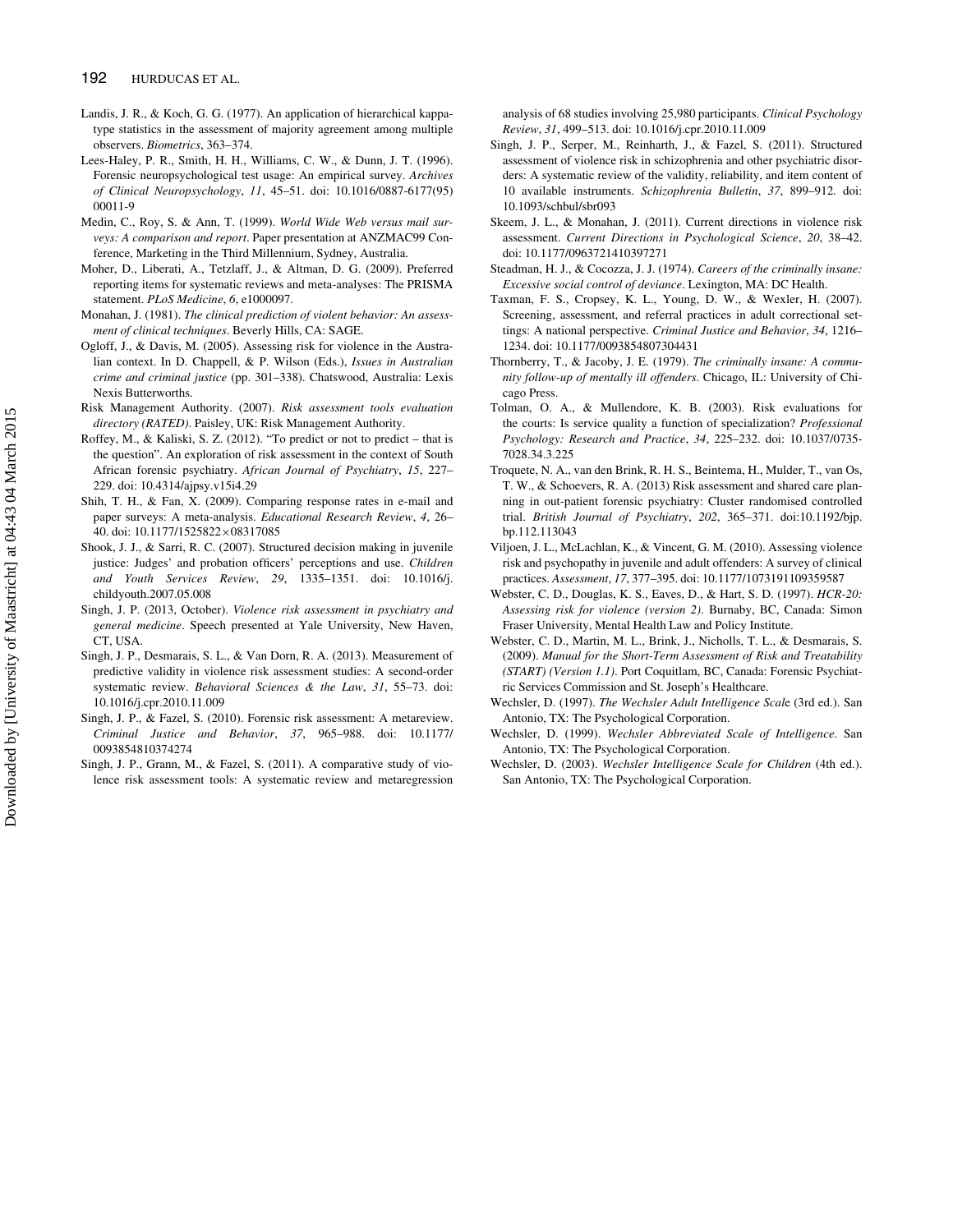Landis, J. R., & Koch, G. G. (1977). An application of hierarchical kappa-type statistics in the assessment of majority agreement among multiple observers. *Biometrics*, 363–374.

Lees-Haley, P. R., Smith, H. H., Williams, C. W., & Dunn, J. T. (1996). Forensic neuropsychological test usage: An empirical survey. *Archives of Clinical Neuropsychology*, *11*, 45–51. doi: 10.1016/0887-6177(95)00011-9

Medin, C., Roy, S. & Ann, T. (1999). *World Wide Web versus mail surveys: A comparison and report*. Paper presentation at ANZMAC99 Conference, Marketing in the Third Millennium, Sydney, Australia.

Moher, D., Liberati, A., Tetzlaff, J., & Altman, D. G. (2009). Preferred reporting items for systematic reviews and meta-analyses: The PRISMA statement. *PLoS Medicine*, *6*, e1000097.

Monahan, J. (1981). *The clinical prediction of violent behavior: An assessment of clinical techniques*. Beverly Hills, CA: SAGE.

Ogloff, J., & Davis, M. (2005). Assessing risk for violence in the Australian context. In D. Chappell, & P. Wilson (Eds.), *Issues in Australian crime and criminal justice* (pp. 301–338). Chatswood, Australia: Lexis Nexis Butterworths.

Risk Management Authority. (2007). *Risk assessment tools evaluation directory (RATED)*. Paisley, UK: Risk Management Authority.

Roffey, M., & Kaliski, S. Z. (2012). "To predict or not to predict – that is the question". An exploration of risk assessment in the context of South African forensic psychiatry. *African Journal of Psychiatry*, *15*, 227–229. doi: 10.4314/ajpsy.v15i4.29

Shih, T. H., & Fan, X. (2009). Comparing response rates in e-mail and paper surveys: A meta-analysis. *Educational Research Review*, *4*, 26–40. doi: 10.1177/1525822×08317085

Shook, J. J., & Sarri, R. C. (2007). Structured decision making in juvenile justice: Judges' and probation officers' perceptions and use. *Children and Youth Services Review*, *29*, 1335–1351. doi: 10.1016/j.childyouth.2007.05.008

Singh, J. P. (2013, October). *Violence risk assessment in psychiatry and general medicine*. Speech presented at Yale University, New Haven, CT, USA.

Singh, J. P., Desmarais, S. L., & Van Dorn, R. A. (2013). Measurement of predictive validity in violence risk assessment studies: A second-order systematic review. *Behavioral Sciences & the Law*, *31*, 55–73. doi: 10.1016/j.cpr.2010.11.009

Singh, J. P., & Fazel, S. (2010). Forensic risk assessment: A metareview. *Criminal Justice and Behavior*, *37*, 965–988. doi: 10.1177/0093854810374274

Singh, J. P., Grann, M., & Fazel, S. (2011). A comparative study of violence risk assessment tools: A systematic review and metaregression analysis of 68 studies involving 25,980 participants. *Clinical Psychology Review*, *31*, 499–513. doi: 10.1016/j.cpr.2010.11.009

Singh, J. P., Serper, M., Reinharth, J., & Fazel, S. (2011). Structured assessment of violence risk in schizophrenia and other psychiatric disorders: A systematic review of the validity, reliability, and item content of 10 available instruments. *Schizophrenia Bulletin*, *37*, 899–912. doi: 10.1093/schbul/sbr093

Skeem, J. L., & Monahan, J. (2011). Current directions in violence risk assessment. *Current Directions in Psychological Science*, *20*, 38–42. doi: 10.1177/0963721410397271

Steadman, H. J., & Cocozza, J. J. (1974). *Careers of the criminally insane: Excessive social control of deviance*. Lexington, MA: DC Health.

Taxman, F. S., Cropsey, K. L., Young, D. W., & Wexler, H. (2007). Screening, assessment, and referral practices in adult correctional settings: A national perspective. *Criminal Justice and Behavior*, *34*, 1216–1234. doi: 10.1177/0093854807304431

Thornberry, T., & Jacoby, J. E. (1979). *The criminally insane: A community follow-up of mentally ill offenders*. Chicago, IL: University of Chicago Press.

Tolman, O. A., & Mullendore, K. B. (2003). Risk evaluations for the courts: Is service quality a function of specialization? *Professional Psychology: Research and Practice*, *34*, 225–232. doi: 10.1037/0735-7028.34.3.225

Troquete, N. A., van den Brink, R. H. S., Beintema, H., Mulder, T., van Os, T. W., & Schoevers, R. A. (2013) Risk assessment and shared care planning in out-patient forensic psychiatry: Cluster randomised controlled trial. *British Journal of Psychiatry*, *202*, 365–371. doi:10.1192/bjp.bp.112.113043

Viljoen, J. L., McLachlan, K., & Vincent, G. M. (2010). Assessing violence risk and psychopathy in juvenile and adult offenders: A survey of clinical practices. *Assessment*, *17*, 377–395. doi: 10.1177/1073191109359587

Webster, C. D., Douglas, K. S., Eaves, D., & Hart, S. D. (1997). *HCR-20: Assessing risk for violence (version 2)*. Burnaby, BC, Canada: Simon Fraser University, Mental Health Law and Policy Institute.

Webster, C. D., Martin, M. L., Brink, J., Nicholls, T. L., & Desmarais, S. (2009). *Manual for the Short-Term Assessment of Risk and Treatability (START) (Version 1.1)*. Port Coquitlam, BC, Canada: Forensic Psychiatric Services Commission and St. Joseph's Healthcare.

Wechsler, D. (1997). *The Wechsler Adult Intelligence Scale* (3rd ed.). San Antonio, TX: The Psychological Corporation.

Wechsler, D. (1999). *Wechsler Abbreviated Scale of Intelligence*. San Antonio, TX: The Psychological Corporation.

Wechsler, D. (2003). *Wechsler Intelligence Scale for Children* (4th ed.). San Antonio, TX: The Psychological Corporation.